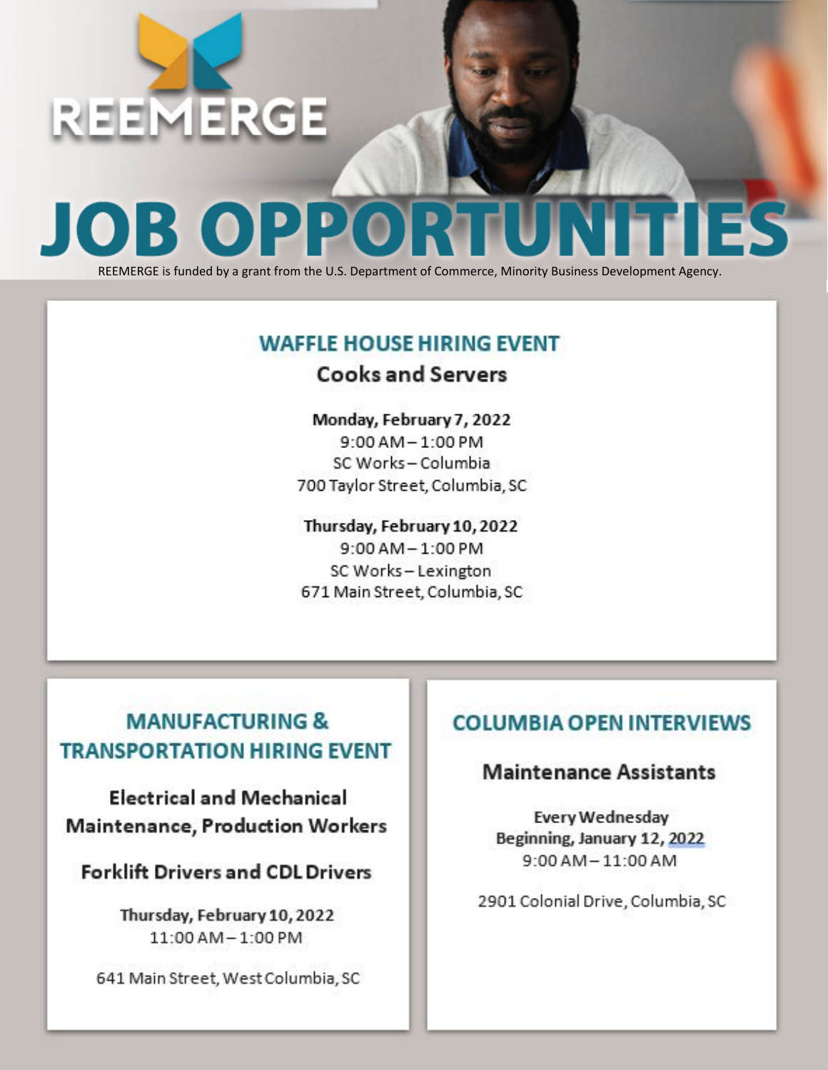# REEMERGE

# JOB OPPORTUNITIES

REEMERGE is funded by a grant from the U.S. Department of Commerce, Minority Business Development Agency.

## WAFFLE HOUSE HIRING EVENT

### Cooks and Servers

**Monday, February 7, 2022**
9:00 AM – 1:00 PM
SC Works – Columbia
700 Taylor Street, Columbia, SC

**Thursday, February 10, 2022**
9:00 AM – 1:00 PM
SC Works – Lexington
671 Main Street, Columbia, SC

## MANUFACTURING & TRANSPORTATION HIRING EVENT

### Electrical and Mechanical Maintenance, Production Workers

### Forklift Drivers and CDL Drivers

**Thursday, February 10, 2022**
11:00 AM – 1:00 PM

641 Main Street, West Columbia, SC

## COLUMBIA OPEN INTERVIEWS

### Maintenance Assistants

**Every Wednesday**
**Beginning, January 12, 2022**
9:00 AM – 11:00 AM

2901 Colonial Drive, Columbia, SC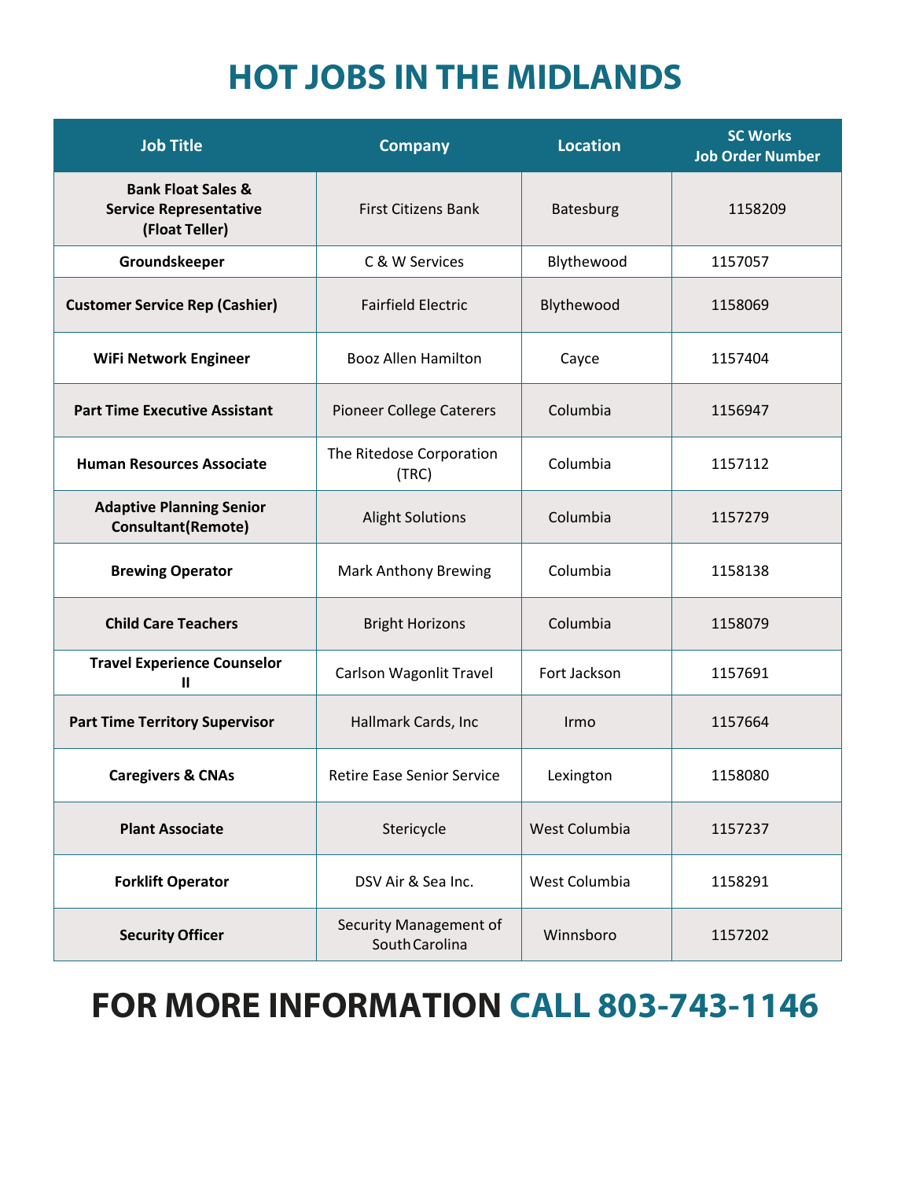# HOT JOBS IN THE MIDLANDS

| Job Title | Company | Location | SC Works Job Order Number |
|---|---|---|---|
| **Bank Float Sales & Service Representative (Float Teller)** | First Citizens Bank | Batesburg | 1158209 |
| **Groundskeeper** | C & W Services | Blythewood | 1157057 |
| **Customer Service Rep (Cashier)** | Fairfield Electric | Blythewood | 1158069 |
| **WiFi Network Engineer** | Booz Allen Hamilton | Cayce | 1157404 |
| **Part Time Executive Assistant** | Pioneer College Caterers | Columbia | 1156947 |
| **Human Resources Associate** | The Ritedose Corporation (TRC) | Columbia | 1157112 |
| **Adaptive Planning Senior Consultant(Remote)** | Alight Solutions | Columbia | 1157279 |
| **Brewing Operator** | Mark Anthony Brewing | Columbia | 1158138 |
| **Child Care Teachers** | Bright Horizons | Columbia | 1158079 |
| **Travel Experience Counselor II** | Carlson Wagonlit Travel | Fort Jackson | 1157691 |
| **Part Time Territory Supervisor** | Hallmark Cards, Inc | Irmo | 1157664 |
| **Caregivers & CNAs** | Retire Ease Senior Service | Lexington | 1158080 |
| **Plant Associate** | Stericycle | West Columbia | 1157237 |
| **Forklift Operator** | DSV Air & Sea Inc. | West Columbia | 1158291 |
| **Security Officer** | Security Management of South Carolina | Winnsboro | 1157202 |

## FOR MORE INFORMATION CALL 803-743-1146